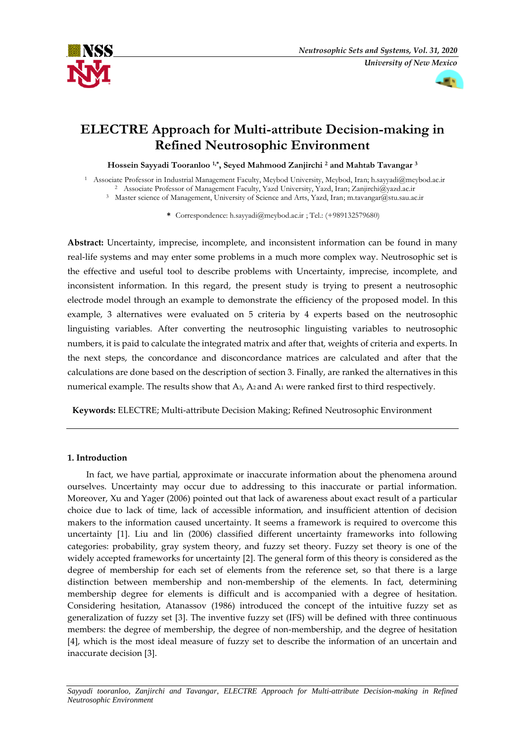# ELECTRE Approach for Multi-attribute Decision-making in Refined Neutrosophic Environment

**Hossein Sayyadi Tooranloo [1,*], Seyed Mahmood Zanjirchi [2] and Mahtab Tavangar [3]**

[1] Associate Professor in Industrial Management Faculty, Meybod University, Meybod, Iran; h.sayyadi@meybod.ac.ir
[2] Associate Professor of Management Faculty, Yazd University, Yazd, Iran; Zanjirchi@yazd.ac.ir
[3] Master science of Management, University of Science and Arts, Yazd, Iran; m.tavangar@stu.sau.ac.ir

\* Correspondence: h.sayyadi@meybod.ac.ir ; Tel.: (+989132579680)

**Abstract:** Uncertainty, imprecise, incomplete, and inconsistent information can be found in many real-life systems and may enter some problems in a much more complex way. Neutrosophic set is the effective and useful tool to describe problems with Uncertainty, imprecise, incomplete, and inconsistent information. In this regard, the present study is trying to present a neutrosophic electrode model through an example to demonstrate the efficiency of the proposed model. In this example, 3 alternatives were evaluated on 5 criteria by 4 experts based on the neutrosophic linguisting variables. After converting the neutrosophic linguisting variables to neutrosophic numbers, it is paid to calculate the integrated matrix and after that, weights of criteria and experts. In the next steps, the concordance and disconcordance matrices are calculated and after that the calculations are done based on the description of section 3. Finally, are ranked the alternatives in this numerical example. The results show that $A_3$, $A_2$ and $A_1$ were ranked first to third respectively.

**Keywords:** ELECTRE; Multi-attribute Decision Making; Refined Neutrosophic Environment

## 1. Introduction

In fact, we have partial, approximate or inaccurate information about the phenomena around ourselves. Uncertainty may occur due to addressing to this inaccurate or partial information. Moreover, Xu and Yager (2006) pointed out that lack of awareness about exact result of a particular choice due to lack of time, lack of accessible information, and insufficient attention of decision makers to the information caused uncertainty. It seems a framework is required to overcome this uncertainty [1]. Liu and lin (2006) classified different uncertainty frameworks into following categories: probability, gray system theory, and fuzzy set theory. Fuzzy set theory is one of the widely accepted frameworks for uncertainty [2]. The general form of this theory is considered as the degree of membership for each set of elements from the reference set, so that there is a large distinction between membership and non-membership of the elements. In fact, determining membership degree for elements is difficult and is accompanied with a degree of hesitation. Considering hesitation, Atanassov (1986) introduced the concept of the intuitive fuzzy set as generalization of fuzzy set [3]. The inventive fuzzy set (IFS) will be defined with three continuous members: the degree of membership, the degree of non-membership, and the degree of hesitation [4], which is the most ideal measure of fuzzy set to describe the information of an uncertain and inaccurate decision [3].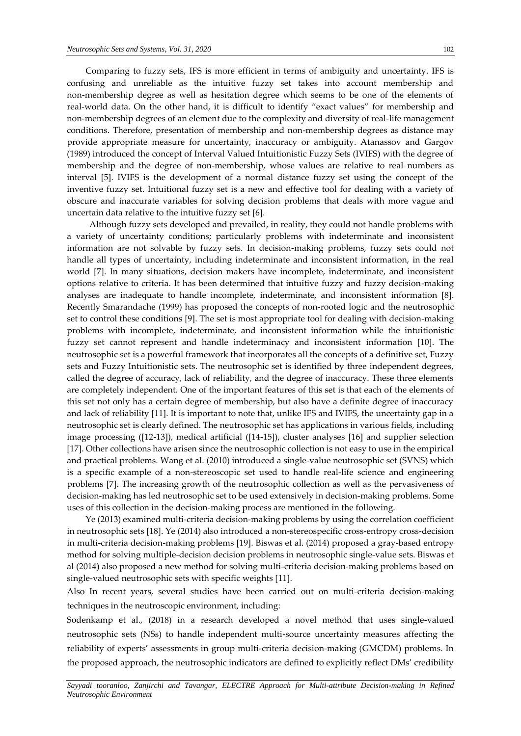Comparing to fuzzy sets, IFS is more efficient in terms of ambiguity and uncertainty. IFS is confusing and unreliable as the intuitive fuzzy set takes into account membership and non-membership degree as well as hesitation degree which seems to be one of the elements of real-world data. On the other hand, it is difficult to identify "exact values" for membership and non-membership degrees of an element due to the complexity and diversity of real-life management conditions. Therefore, presentation of membership and non-membership degrees as distance may provide appropriate measure for uncertainty, inaccuracy or ambiguity. Atanassov and Gargov (1989) introduced the concept of Interval Valued Intuitionistic Fuzzy Sets (IVIFS) with the degree of membership and the degree of non-membership, whose values are relative to real numbers as interval [5]. IVIFS is the development of a normal distance fuzzy set using the concept of the inventive fuzzy set. Intuitional fuzzy set is a new and effective tool for dealing with a variety of obscure and inaccurate variables for solving decision problems that deals with more vague and uncertain data relative to the intuitive fuzzy set [6].

Although fuzzy sets developed and prevailed, in reality, they could not handle problems with a variety of uncertainty conditions; particularly problems with indeterminate and inconsistent information are not solvable by fuzzy sets. In decision-making problems, fuzzy sets could not handle all types of uncertainty, including indeterminate and inconsistent information, in the real world [7]. In many situations, decision makers have incomplete, indeterminate, and inconsistent options relative to criteria. It has been determined that intuitive fuzzy and fuzzy decision-making analyses are inadequate to handle incomplete, indeterminate, and inconsistent information [8]. Recently Smarandache (1999) has proposed the concepts of non-rooted logic and the neutrosophic set to control these conditions [9]. The set is most appropriate tool for dealing with decision-making problems with incomplete, indeterminate, and inconsistent information while the intuitionistic fuzzy set cannot represent and handle indeterminacy and inconsistent information [10]. The neutrosophic set is a powerful framework that incorporates all the concepts of a definitive set, Fuzzy sets and Fuzzy Intuitionistic sets. The neutrosophic set is identified by three independent degrees, called the degree of accuracy, lack of reliability, and the degree of inaccuracy. These three elements are completely independent. One of the important features of this set is that each of the elements of this set not only has a certain degree of membership, but also have a definite degree of inaccuracy and lack of reliability [11]. It is important to note that, unlike IFS and IVIFS, the uncertainty gap in a neutrosophic set is clearly defined. The neutrosophic set has applications in various fields, including image processing ([12-13]), medical artificial ([14-15]), cluster analyses [16] and supplier selection [17]. Other collections have arisen since the neutrosophic collection is not easy to use in the empirical and practical problems. Wang et al. (2010) introduced a single-value neutrosophic set (SVNS) which is a specific example of a non-stereoscopic set used to handle real-life science and engineering problems [7]. The increasing growth of the neutrosophic collection as well as the pervasiveness of decision-making has led neutrosophic set to be used extensively in decision-making problems. Some uses of this collection in the decision-making process are mentioned in the following.

Ye (2013) examined multi-criteria decision-making problems by using the correlation coefficient in neutrosophic sets [18]. Ye (2014) also introduced a non-stereospecific cross-entropy cross-decision in multi-criteria decision-making problems [19]. Biswas et al. (2014) proposed a gray-based entropy method for solving multiple-decision decision problems in neutrosophic single-value sets. Biswas et al (2014) also proposed a new method for solving multi-criteria decision-making problems based on single-valued neutrosophic sets with specific weights [11].

Also In recent years, several studies have been carried out on multi-criteria decision-making techniques in the neutroscopic environment, including:

Sodenkamp et al., (2018) in a research developed a novel method that uses single-valued neutrosophic sets (NSs) to handle independent multi-source uncertainty measures affecting the reliability of experts' assessments in group multi-criteria decision-making (GMCDM) problems. In the proposed approach, the neutrosophic indicators are defined to explicitly reflect DMs' credibility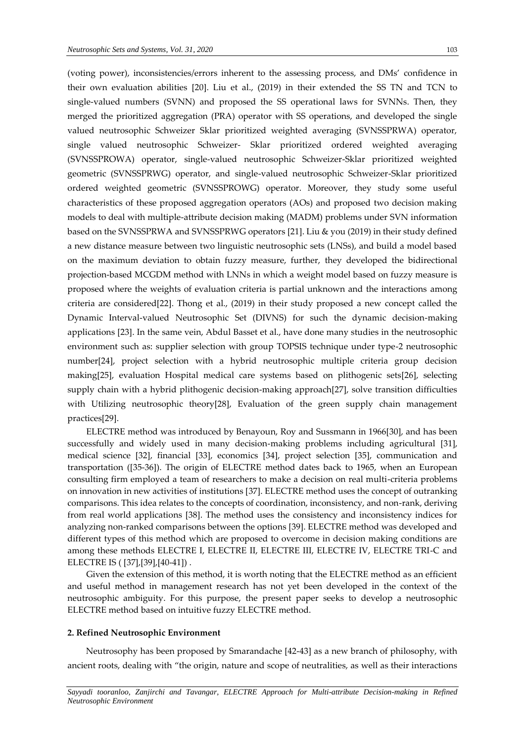(voting power), inconsistencies/errors inherent to the assessing process, and DMs' confidence in their own evaluation abilities [20]. Liu et al., (2019) in their extended the SS TN and TCN to single-valued numbers (SVNN) and proposed the SS operational laws for SVNNs. Then, they merged the prioritized aggregation (PRA) operator with SS operations, and developed the single valued neutrosophic Schweizer Sklar prioritized weighted averaging (SVNSSPRWA) operator, single valued neutrosophic Schweizer- Sklar prioritized ordered weighted averaging (SVNSSPROWA) operator, single-valued neutrosophic Schweizer-Sklar prioritized weighted geometric (SVNSSPRWG) operator, and single-valued neutrosophic Schweizer-Sklar prioritized ordered weighted geometric (SVNSSPROWG) operator. Moreover, they study some useful characteristics of these proposed aggregation operators (AOs) and proposed two decision making models to deal with multiple-attribute decision making (MADM) problems under SVN information based on the SVNSSPRWA and SVNSSPRWG operators [21]. Liu & you (2019) in their study defined a new distance measure between two linguistic neutrosophic sets (LNSs), and build a model based on the maximum deviation to obtain fuzzy measure, further, they developed the bidirectional projection-based MCGDM method with LNNs in which a weight model based on fuzzy measure is proposed where the weights of evaluation criteria is partial unknown and the interactions among criteria are considered[22]. Thong et al., (2019) in their study proposed a new concept called the Dynamic Interval-valued Neutrosophic Set (DIVNS) for such the dynamic decision-making applications [23]. In the same vein, Abdul Basset et al., have done many studies in the neutrosophic environment such as: supplier selection with group TOPSIS technique under type-2 neutrosophic number[24], project selection with a hybrid neutrosophic multiple criteria group decision making[25], evaluation Hospital medical care systems based on plithogenic sets[26], selecting supply chain with a hybrid plithogenic decision-making approach[27], solve transition difficulties with Utilizing neutrosophic theory[28], Evaluation of the green supply chain management practices[29].

ELECTRE method was introduced by Benayoun, Roy and Sussmann in 1966[30], and has been successfully and widely used in many decision-making problems including agricultural [31], medical science [32], financial [33], economics [34], project selection [35], communication and transportation ([35-36]). The origin of ELECTRE method dates back to 1965, when an European consulting firm employed a team of researchers to make a decision on real multi-criteria problems on innovation in new activities of institutions [37]. ELECTRE method uses the concept of outranking comparisons. This idea relates to the concepts of coordination, inconsistency, and non-rank, deriving from real world applications [38]. The method uses the consistency and inconsistency indices for analyzing non-ranked comparisons between the options [39]. ELECTRE method was developed and different types of this method which are proposed to overcome in decision making conditions are among these methods ELECTRE I, ELECTRE II, ELECTRE III, ELECTRE IV, ELECTRE TRI-C and ELECTRE IS ( [37],[39],[40-41]) .

Given the extension of this method, it is worth noting that the ELECTRE method as an efficient and useful method in management research has not yet been developed in the context of the neutrosophic ambiguity. For this purpose, the present paper seeks to develop a neutrosophic ELECTRE method based on intuitive fuzzy ELECTRE method.

## 2. Refined Neutrosophic Environment

Neutrosophy has been proposed by Smarandache [42-43] as a new branch of philosophy, with ancient roots, dealing with "the origin, nature and scope of neutralities, as well as their interactions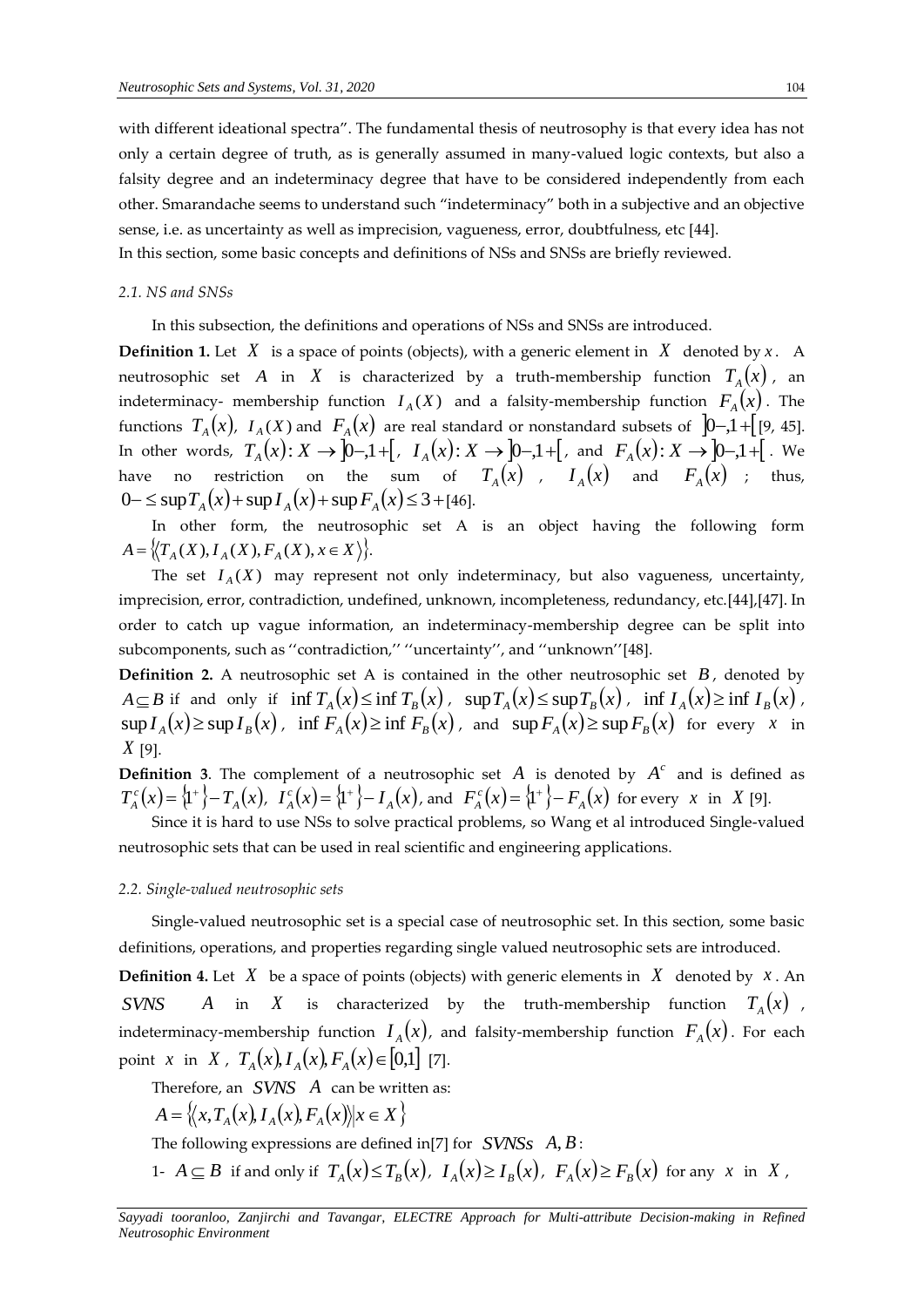with different ideational spectra". The fundamental thesis of neutrosophy is that every idea has not only a certain degree of truth, as is generally assumed in many-valued logic contexts, but also a falsity degree and an indeterminacy degree that have to be considered independently from each other. Smarandache seems to understand such "indeterminacy" both in a subjective and an objective sense, i.e. as uncertainty as well as imprecision, vagueness, error, doubtfulness, etc [44].

In this section, some basic concepts and definitions of NSs and SNSs are briefly reviewed.

### *2.1. NS and SNSs*

In this subsection, the definitions and operations of NSs and SNSs are introduced.

**Definition 1.** Let $X$ is a space of points (objects), with a generic element in $X$ denoted by $x$. A neutrosophic set $A$ in $X$ is characterized by a truth-membership function $T_A(x)$, an indeterminacy- membership function $I_A(X)$ and a falsity-membership function $F_A(x)$. The functions $T_A(x)$, $I_A(X)$ and $F_A(x)$ are real standard or nonstandard subsets of $]0-,1+[$ [9, 45]. In other words, $T_A(x): X \to ]0-,1+[$, $I_A(x): X \to ]0-,1+[$, and $F_A(x): X \to ]0-,1+[$. We have no restriction on the sum of $T_A(x)$, $I_A(x)$ and $F_A(x)$; thus, $0- \le \sup T_A(x) + \sup I_A(x) + \sup F_A(x) \le 3+$ [46].

In other form, the neutrosophic set A is an object having the following form $A = \{\langle T_A(X), I_A(X), F_A(X), x \in X \rangle\}$.

The set $I_A(X)$ may represent not only indeterminacy, but also vagueness, uncertainty, imprecision, error, contradiction, undefined, unknown, incompleteness, redundancy, etc.[44],[47]. In order to catch up vague information, an indeterminacy-membership degree can be split into subcomponents, such as ''contradiction,'' ''uncertainty'', and ''unknown''[48].

**Definition 2.** A neutrosophic set A is contained in the other neutrosophic set $B$, denoted by $A \subseteq B$ if and only if $\inf T_A(x) \le \inf T_B(x)$, $\sup T_A(x) \le \sup T_B(x)$, $\inf I_A(x) \ge \inf I_B(x)$, $\sup I_A(x) \ge \sup I_B(x)$, $\inf F_A(x) \ge \inf F_B(x)$, and $\sup F_A(x) \ge \sup F_B(x)$ for every $x$ in $X$ [9].

**Definition 3**. The complement of a neutrosophic set $A$ is denoted by $A^c$ and is defined as $T_A^c(x) = \{1^+\} - T_A(x)$, $I_A^c(x) = \{1^+\} - I_A(x)$, and $F_A^c(x) = \{1^+\} - F_A(x)$ for every $x$ in $X$ [9].

Since it is hard to use NSs to solve practical problems, so Wang et al introduced Single-valued neutrosophic sets that can be used in real scientific and engineering applications.

### *2.2. Single-valued neutrosophic sets*

Single-valued neutrosophic set is a special case of neutrosophic set. In this section, some basic definitions, operations, and properties regarding single valued neutrosophic sets are introduced.

**Definition 4.** Let $X$ be a space of points (objects) with generic elements in $X$ denoted by $x$. An $SVNS$ $A$ in $X$ is characterized by the truth-membership function $T_A(x)$, indeterminacy-membership function $I_A(x)$, and falsity-membership function $F_A(x)$. For each point $x$ in $X$, $T_A(x), I_A(x), F_A(x) \in [0,1]$ [7].

Therefore, an $SVNS$ $A$ can be written as:

$A = \{\langle x, T_A(x), I_A(x), F_A(x) \rangle | x \in X\}$

The following expressions are defined in[7] for $SVNSs$ $A, B$:

1- $A \subseteq B$ if and only if $T_A(x) \le T_B(x)$, $I_A(x) \ge I_B(x)$, $F_A(x) \ge F_B(x)$ for any $x$ in $X$,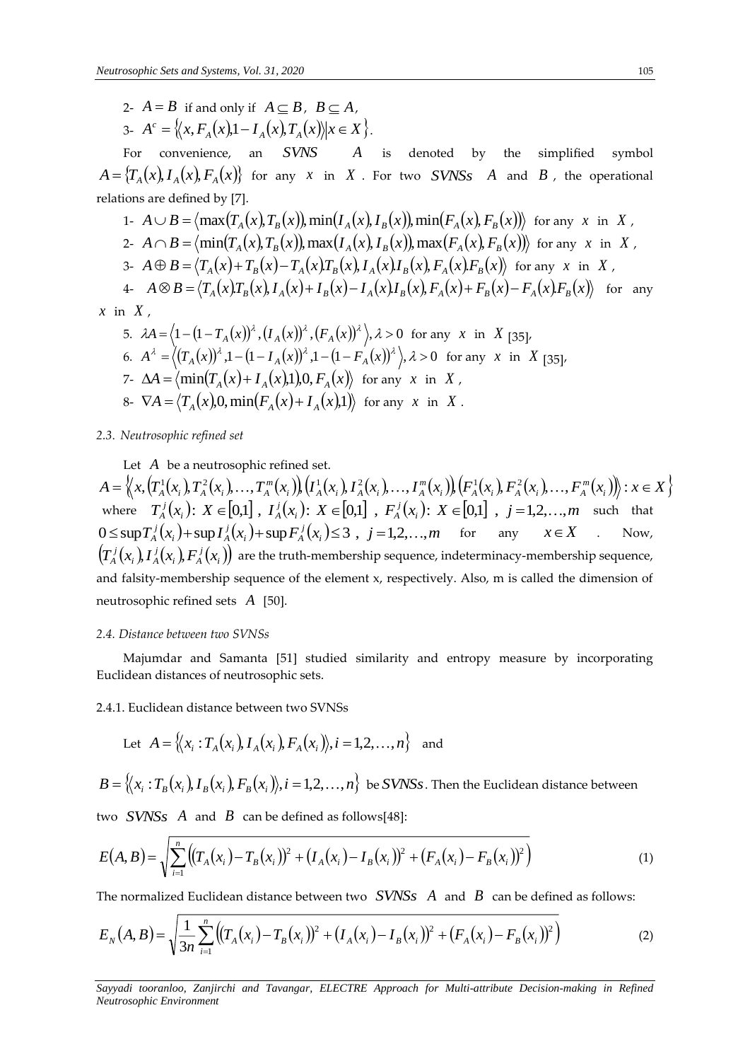2- $A = B$ if and only if $A \subseteq B$, $B \subseteq A$,

3- $A^c = \left\{\left\langle x, F_A(x), 1 - I_A(x), T_A(x)\right\rangle \middle| x \in X\right\}$.

For convenience, an $SVNS$ $A$ is denoted by the simplified symbol $A = \{T_A(x), I_A(x), F_A(x)\}$ for any $x$ in $X$. For two $SVNSs$ $A$ and $B$, the operational relations are defined by [7].

1- $A \cup B = \left\langle \max(T_A(x), T_B(x)), \min(I_A(x), I_B(x)), \min(F_A(x), F_B(x))\right\rangle$ for any $x$ in $X$,

2- $A \cap B = \left\langle \min(T_A(x), T_B(x)), \max(I_A(x), I_B(x)), \max(F_A(x), F_B(x))\right\rangle$ for any $x$ in $X$,

3- $A \oplus B = \left\langle T_A(x) + T_B(x) - T_A(x).T_B(x), I_A(x).I_B(x), F_A(x).F_B(x)\right\rangle$ for any $x$ in $X$,

4- $A \otimes B = \left\langle T_A(x).T_B(x), I_A(x) + I_B(x) - I_A(x).I_B(x), F_A(x) + F_B(x) - F_A(x).F_B(x)\right\rangle$ for any $x$ in $X$,

5. $\lambda A = \left\langle 1 - (1 - T_A(x))^{\lambda}, (I_A(x))^{\lambda}, (F_A(x))^{\lambda}\right\rangle, \lambda > 0$ for any $x$ in $X$ [35],

6. $A^{\lambda} = \left\langle (T_A(x))^{\lambda}, 1 - (1 - I_A(x))^{\lambda}, 1 - (1 - F_A(x))^{\lambda}\right\rangle, \lambda > 0$ for any $x$ in $X$ [35],

7- $\Delta A = \left\langle \min(T_A(x) + I_A(x), 1), 0, F_A(x)\right\rangle$ for any $x$ in $X$,

8- $\nabla A = \left\langle T_A(x), 0, \min(F_A(x) + I_A(x), 1)\right\rangle$ for any $x$ in $X$.

### 2.3. Neutrosophic refined set

Let $A$ be a neutrosophic refined set.

$A = \left\{\left\langle x, \left(T_A^1(x_i), T_A^2(x_i), \ldots, T_A^m(x_i)\right), \left(I_A^1(x_i), I_A^2(x_i), \ldots, I_A^m(x_i)\right), \left(F_A^1(x_i), F_A^2(x_i), \ldots, F_A^m(x_i)\right)\right\rangle : x \in X\right\}$ where $T_A^j(x_i): X \in [0,1]$, $I_A^j(x_i): X \in [0,1]$, $F_A^j(x_i): X \in [0,1]$, $j = 1, 2, \ldots, m$ such that $0 \le \sup T_A^j(x_i) + \sup I_A^j(x_i) + \sup F_A^j(x_i) \le 3$, $j = 1, 2, \ldots, m$ for any $x \in X$. Now, $\left(T_A^j(x_i), I_A^j(x_i), F_A^j(x_i)\right)$ are the truth-membership sequence, indeterminacy-membership sequence, and falsity-membership sequence of the element x, respectively. Also, m is called the dimension of neutrosophic refined sets $A$ [50].

### 2.4. Distance between two SVNSs

Majumdar and Samanta [51] studied similarity and entropy measure by incorporating Euclidean distances of neutrosophic sets.

#### 2.4.1. Euclidean distance between two SVNSs

Let $A = \left\{\left\langle x_i : T_A(x_i), I_A(x_i), F_A(x_i)\right\rangle, i = 1, 2, \ldots, n\right\}$ and

$B = \left\{\left\langle x_i : T_B(x_i), I_B(x_i), F_B(x_i)\right\rangle, i = 1, 2, \ldots, n\right\}$ be $SVNSs$. Then the Euclidean distance between two $SVNSs$ $A$ and $B$ can be defined as follows[48]:

$$E(A,B) = \sqrt{\sum_{i=1}^{n}\left((T_A(x_i) - T_B(x_i))^2 + (I_A(x_i) - I_B(x_i))^2 + (F_A(x_i) - F_B(x_i))^2\right)} \tag{1}$$

The normalized Euclidean distance between two $SVNSs$ $A$ and $B$ can be defined as follows:

$$E_N(A,B) = \sqrt{\frac{1}{3n}\sum_{i=1}^{n}\left((T_A(x_i) - T_B(x_i))^2 + (I_A(x_i) - I_B(x_i))^2 + (F_A(x_i) - F_B(x_i))^2\right)} \tag{2}$$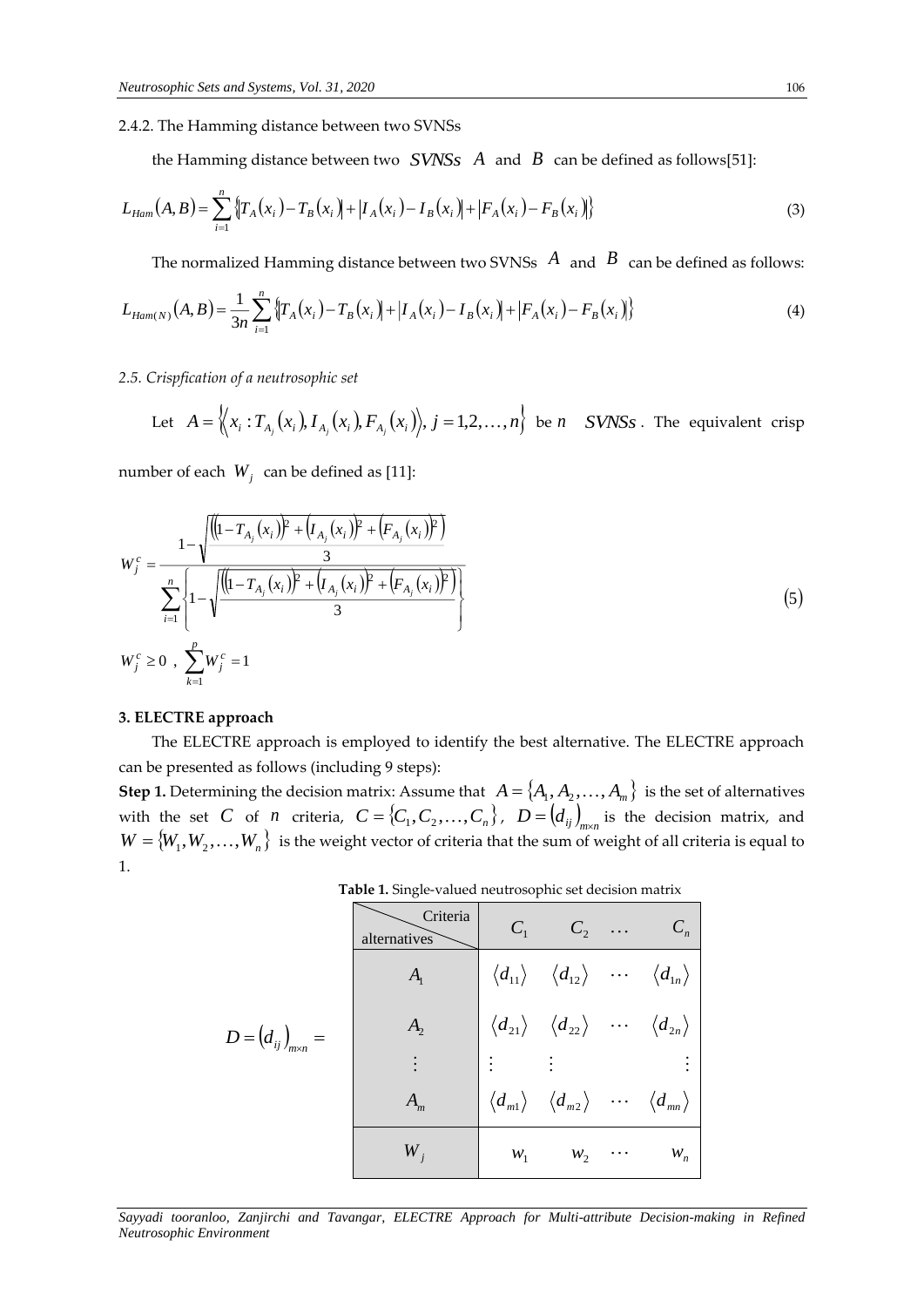2.4.2. The Hamming distance between two SVNSs

the Hamming distance between two $SVNSs$ $A$ and $B$ can be defined as follows[51]:

$$L_{Ham}(A,B)=\sum_{i=1}^{n}\left\{\left|T_A(x_i)-T_B(x_i)\right|+\left|I_A(x_i)-I_B(x_i)\right|+\left|F_A(x_i)-F_B(x_i)\right|\right\} \tag{3}$$

The normalized Hamming distance between two SVNSs $A$ and $B$ can be defined as follows:

$$L_{Ham(N)}(A,B)=\frac{1}{3n}\sum_{i=1}^{n}\left\{\left|T_A(x_i)-T_B(x_i)\right|+\left|I_A(x_i)-I_B(x_i)\right|+\left|F_A(x_i)-F_B(x_i)\right|\right\} \tag{4}$$

*2.5. Crispfication of a neutrosophic set*

Let $A=\left\{\left\langle x_i : T_{A_j}(x_i), I_{A_j}(x_i), F_{A_j}(x_i)\right\rangle, j=1,2,\ldots,n\right\}$ be $n$ $SVNSs$. The equivalent crisp number of each $W_j$ can be defined as [11]:

$$W_j^c=\frac{1-\sqrt{\dfrac{\left(\left(1-T_{A_j}(x_i)\right)^2+\left(I_{A_j}(x_i)\right)^2+\left(F_{A_j}(x_i)\right)^2\right)}{3}}}{\sum_{i=1}^{n}\left\{1-\sqrt{\dfrac{\left(\left(1-T_{A_j}(x_i)\right)^2+\left(I_{A_j}(x_i)\right)^2+\left(F_{A_j}(x_i)\right)^2\right)}{3}}\right\}} \tag{5}$$

$$W_j^c \geq 0\ ,\ \sum_{k=1}^{p}W_j^c=1$$

**3. ELECTRE approach**

The ELECTRE approach is employed to identify the best alternative. The ELECTRE approach can be presented as follows (including 9 steps):

**Step 1.** Determining the decision matrix: Assume that $A=\{A_1,A_2,\ldots,A_m\}$ is the set of alternatives with the set $C$ of $n$ criteria, $C=\{C_1,C_2,\ldots,C_n\}$, $D=(d_{ij})_{m\times n}$ is the decision matrix, and $W=\{W_1,W_2,\ldots,W_n\}$ is the weight vector of criteria that the sum of weight of all criteria is equal to 1.

**Table 1.** Single-valued neutrosophic set decision matrix

$D=(d_{ij})_{m\times n}=$

| alternatives \ Criteria | $C_1$ | $C_2$ | $\cdots$ | $C_n$ |
|---|---|---|---|---|
| $A_1$ | $\langle d_{11}\rangle$ | $\langle d_{12}\rangle$ | $\cdots$ | $\langle d_{1n}\rangle$ |
| $A_2$ | $\langle d_{21}\rangle$ | $\langle d_{22}\rangle$ | $\cdots$ | $\langle d_{2n}\rangle$ |
| $\vdots$ | $\vdots$ | $\vdots$ | | $\vdots$ |
| $A_m$ | $\langle d_{m1}\rangle$ | $\langle d_{m2}\rangle$ | $\cdots$ | $\langle d_{mn}\rangle$ |
| $W_j$ | $w_1$ | $w_2$ | $\cdots$ | $w_n$ |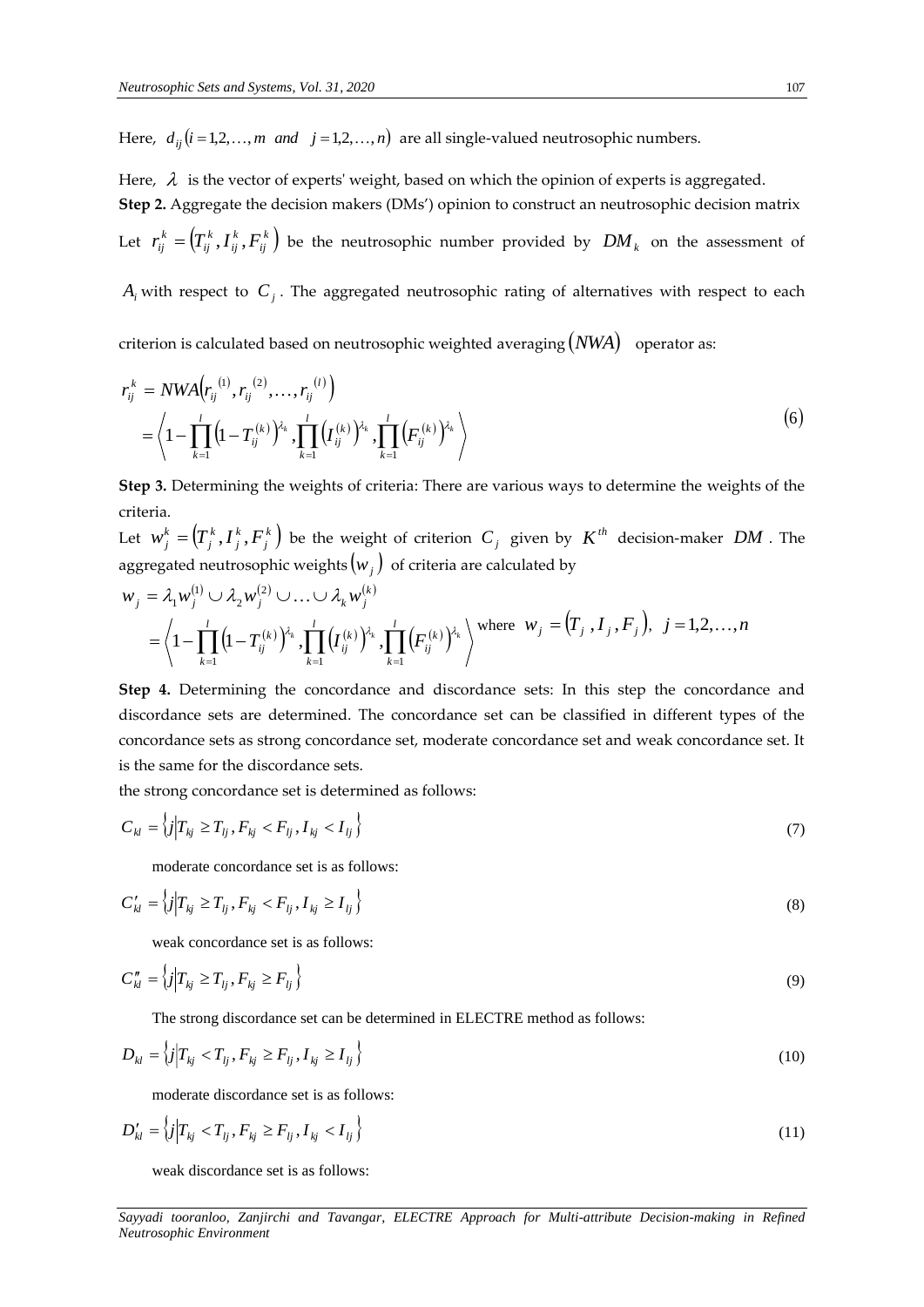Here, $d_{ij}(i=1,2,\ldots,m \;\; and \;\; j=1,2,\ldots,n)$ are all single-valued neutrosophic numbers.

Here, $\lambda$ is the vector of experts' weight, based on which the opinion of experts is aggregated.

**Step 2.** Aggregate the decision makers (DMs') opinion to construct an neutrosophic decision matrix

Let $r_{ij}^{k}=\left(T_{ij}^{k},I_{ij}^{k},F_{ij}^{k}\right)$ be the neutrosophic number provided by $DM_k$ on the assessment of $A_i$ with respect to $C_j$. The aggregated neutrosophic rating of alternatives with respect to each criterion is calculated based on neutrosophic weighted averaging $(NWA)$ operator as:

$$
\begin{aligned}
r_{ij}^{k} &= NWA\left(r_{ij}^{(1)},r_{ij}^{(2)},\ldots,r_{ij}^{(l)}\right) \\
&= \left\langle 1-\prod_{k=1}^{l}\left(1-T_{ij}^{(k)}\right)^{\lambda_k},\prod_{k=1}^{l}\left(I_{ij}^{(k)}\right)^{\lambda_k},\prod_{k=1}^{l}\left(F_{ij}^{(k)}\right)^{\lambda_k}\right\rangle
\end{aligned}
\tag{6}
$$

**Step 3.** Determining the weights of criteria: There are various ways to determine the weights of the criteria.

Let $w_{j}^{k}=\left(T_{j}^{k},I_{j}^{k},F_{j}^{k}\right)$ be the weight of criterion $C_j$ given by $K^{th}$ decision-maker $DM$. The aggregated neutrosophic weights $(w_j)$ of criteria are calculated by

$$
\begin{aligned}
w_j &= \lambda_1 w_j^{(1)} \cup \lambda_2 w_j^{(2)} \cup \ldots \cup \lambda_k w_j^{(k)} \\
&= \left\langle 1-\prod_{k=1}^{l}\left(1-T_{ij}^{(k)}\right)^{\lambda_k},\prod_{k=1}^{l}\left(I_{ij}^{(k)}\right)^{\lambda_k},\prod_{k=1}^{l}\left(F_{ij}^{(k)}\right)^{\lambda_k}\right\rangle \text{ where } w_j=\left(T_j\,,I_j\,,F_j\right),\;\; j=1,2,\ldots,n
\end{aligned}
$$

**Step 4.** Determining the concordance and discordance sets: In this step the concordance and discordance sets are determined. The concordance set can be classified in different types of the concordance sets as strong concordance set, moderate concordance set and weak concordance set. It is the same for the discordance sets.

the strong concordance set is determined as follows:

$$
C_{kl}=\left\{j\middle|T_{kj}\geq T_{lj},F_{kj}<F_{lj},I_{kj}<I_{lj}\right\}
\tag{7}
$$

moderate concordance set is as follows:

$$
C'_{kl}=\left\{j\middle|T_{kj}\geq T_{lj},F_{kj}<F_{lj},I_{kj}\geq I_{lj}\right\}
\tag{8}
$$

weak concordance set is as follows:

$$
C''_{kl}=\left\{j\middle|T_{kj}\geq T_{lj},F_{kj}\geq F_{lj}\right\}
\tag{9}
$$

The strong discordance set can be determined in ELECTRE method as follows:

$$
D_{kl}=\left\{j\middle|T_{kj}<T_{lj},F_{kj}\geq F_{lj},I_{kj}\geq I_{lj}\right\}
\tag{10}
$$

moderate discordance set is as follows:

$$
D'_{kl}=\left\{j\middle|T_{kj}<T_{lj},F_{kj}\geq F_{lj},I_{kj}<I_{lj}\right\}
\tag{11}
$$

weak discordance set is as follows: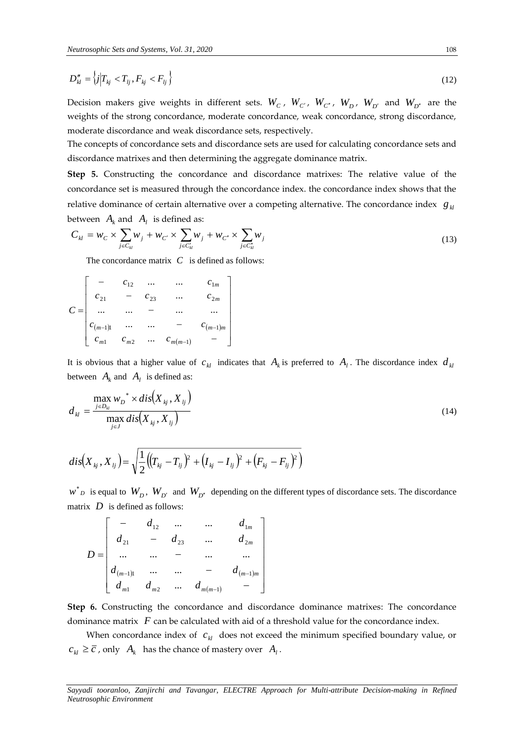$$D''_{kl} = \left\{ j \middle| T_{kj} < T_{lj}, F_{kj} < F_{lj} \right\} \tag{12}$$

Decision makers give weights in different sets. $W_C$, $W_{C'}$, $W_{C''}$, $W_D$, $W_{D'}$ and $W_{D''}$ are the weights of the strong concordance, moderate concordance, weak concordance, strong discordance, moderate discordance and weak discordance sets, respectively.

The concepts of concordance sets and discordance sets are used for calculating concordance sets and discordance matrixes and then determining the aggregate dominance matrix.

**Step 5.** Constructing the concordance and discordance matrixes: The relative value of the concordance set is measured through the concordance index. the concordance index shows that the relative dominance of certain alternative over a competing alternative. The concordance index $g_{kl}$ between $A_k$ and $A_l$ is defined as:

$$C_{kl} = w_C \times \sum_{j \in C_{kl}} w_j + w_{C'} \times \sum_{j \in C'_{kl}} w_j + w_{C''} \times \sum_{j \in C''_{kl}} w_j \tag{13}$$

The concordance matrix $C$ is defined as follows:

$$C = \begin{bmatrix} - & c_{12} & \dots & \dots & c_{1m} \\ c_{21} & - & c_{23} & \dots & c_{2m} \\ \dots & \dots & - & \dots & \dots \\ c_{(m-1)1} & \dots & \dots & - & c_{(m-1)m} \\ c_{m1} & c_{m2} & \dots & c_{m(m-1)} & - \end{bmatrix}$$

It is obvious that a higher value of $c_{kl}$ indicates that $A_k$ is preferred to $A_l$. The discordance index $d_{kl}$ between $A_k$ and $A_l$ is defined as:

$$d_{kl} = \frac{\max_{j \in D_{kl}} w_D{}^* \times dis\left(X_{kj}, X_{lj}\right)}{\max_{j \in J} dis\left(X_{kj}, X_{lj}\right)} \tag{14}$$

$$dis\left(X_{kj}, X_{lj}\right) = \sqrt{\frac{1}{2}\left(\left(T_{kj} - T_{lj}\right)^2 + \left(I_{kj} - I_{lj}\right)^2 + \left(F_{kj} - F_{lj}\right)^2\right)}$$

$w^*{}_D$ is equal to $W_D$, $W_{D'}$ and $W_{D''}$ depending on the different types of discordance sets. The discordance matrix $D$ is defined as follows:

$$D = \begin{bmatrix} - & d_{12} & \dots & \dots & d_{1m} \\ d_{21} & - & d_{23} & \dots & d_{2m} \\ \dots & \dots & - & \dots & \dots \\ d_{(m-1)1} & \dots & \dots & - & d_{(m-1)m} \\ d_{m1} & d_{m2} & \dots & d_{m(m-1)} & - \end{bmatrix}$$

**Step 6.** Constructing the concordance and discordance dominance matrixes: The concordance dominance matrix $F$ can be calculated with aid of a threshold value for the concordance index.

When concordance index of $c_{kl}$ does not exceed the minimum specified boundary value, or $c_{kl} \geq \bar{c}$, only $A_k$ has the chance of mastery over $A_l$.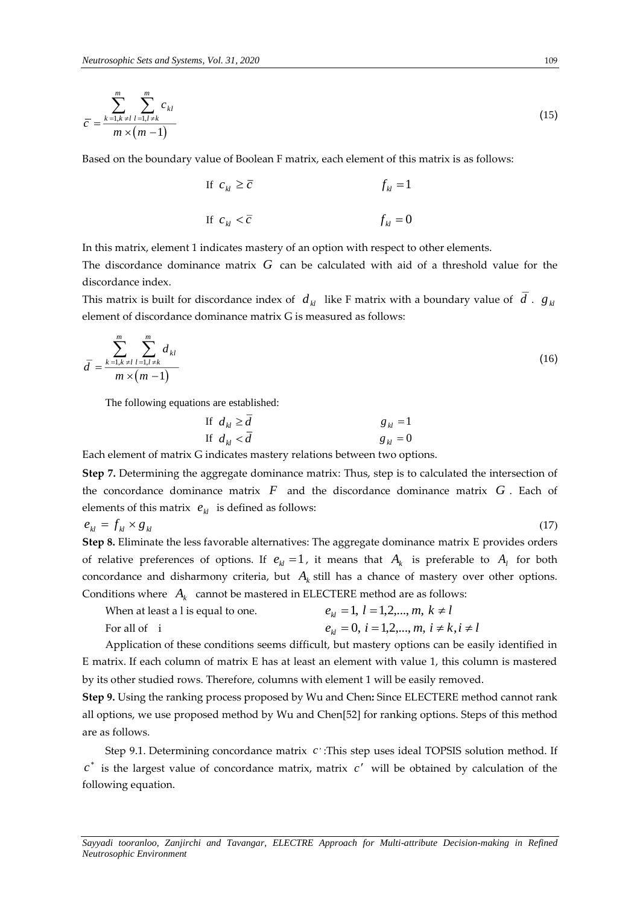$$\bar{c} = \frac{\sum_{k=1,k\neq l}^{m} \sum_{l=1,l\neq k}^{m} c_{kl}}{m \times (m-1)} \tag{15}$$

Based on the boundary value of Boolean F matrix, each element of this matrix is as follows:

$$\text{If } c_{kl} \geq \bar{c} \qquad f_{kl} = 1$$

$$\text{If } c_{kl} < \bar{c} \qquad f_{kl} = 0$$

In this matrix, element 1 indicates mastery of an option with respect to other elements.

The discordance dominance matrix $G$ can be calculated with aid of a threshold value for the discordance index.

This matrix is built for discordance index of $d_{kl}$ like F matrix with a boundary value of $\bar{d}$. $g_{kl}$ element of discordance dominance matrix G is measured as follows:

$$\bar{d} = \frac{\sum_{k=1,k\neq l}^{m} \sum_{l=1,l\neq k}^{m} d_{kl}}{m \times (m-1)} \tag{16}$$

The following equations are established:

$$\text{If } d_{kl} \geq \bar{d} \qquad g_{kl} = 1$$
$$\text{If } d_{kl} < \bar{d} \qquad g_{kl} = 0$$

Each element of matrix G indicates mastery relations between two options.

**Step 7.** Determining the aggregate dominance matrix: Thus, step is to calculated the intersection of the concordance dominance matrix $F$ and the discordance dominance matrix $G$. Each of elements of this matrix $e_{kl}$ is defined as follows:

$$e_{kl} = f_{kl} \times g_{kl} \tag{17}$$

**Step 8.** Eliminate the less favorable alternatives: The aggregate dominance matrix E provides orders of relative preferences of options. If $e_{kl} = 1$, it means that $A_k$ is preferable to $A_l$ for both concordance and disharmony criteria, but $A_k$ still has a chance of mastery over other options. Conditions where $A_k$ cannot be mastered in ELECTERE method are as follows:

When at least a l is equal to one. $\qquad e_{kl} = 1,\ l = 1,2,...,m,\ k \neq l$

For all of i $\qquad e_{kl} = 0,\ i = 1,2,...,m,\ i \neq k, i \neq l$

Application of these conditions seems difficult, but mastery options can be easily identified in E matrix. If each column of matrix E has at least an element with value 1, this column is mastered by its other studied rows. Therefore, columns with element 1 will be easily removed.

**Step 9.** Using the ranking process proposed by Wu and Chen**:** Since ELECTERE method cannot rank all options, we use proposed method by Wu and Chen[52] for ranking options. Steps of this method are as follows.

Step 9.1. Determining concordance matrix $c'$:This step uses ideal TOPSIS solution method. If $c^*$ is the largest value of concordance matrix, matrix $c'$ will be obtained by calculation of the following equation.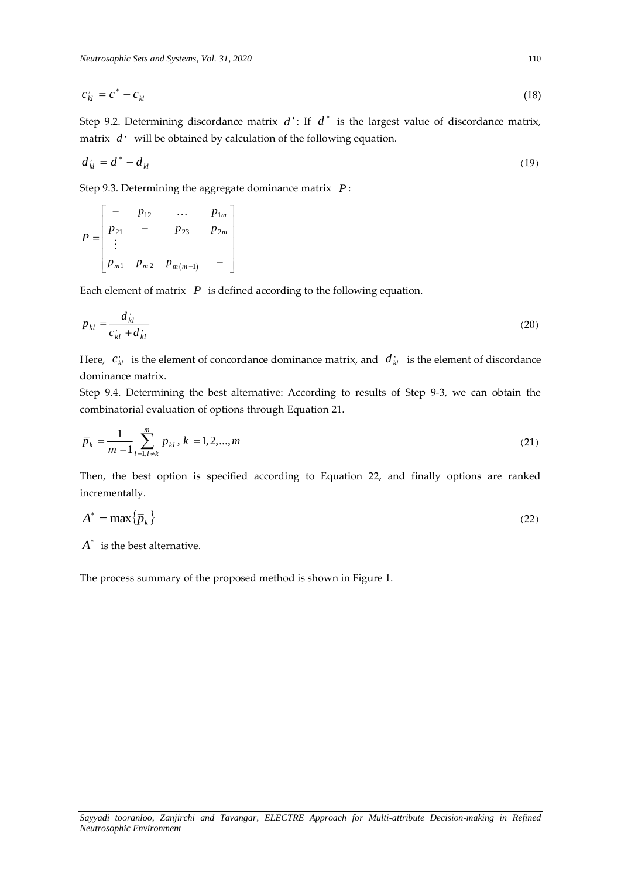$$c_{kl}^{'} = c^* - c_{kl} \tag{18}$$

Step 9.2. Determining discordance matrix $d'$: If $d^*$ is the largest value of discordance matrix, matrix $d'$ will be obtained by calculation of the following equation.

$$d_{kl}^{'} = d^* - d_{kl} \tag{19}$$

Step 9.3. Determining the aggregate dominance matrix $P$:

$$P = \begin{bmatrix} - & p_{12} & \cdots & p_{1m} \\ p_{21} & - & p_{23} & p_{2m} \\ \vdots & & & \\ p_{m1} & p_{m2} & p_{m(m-1)} & - \end{bmatrix}$$

Each element of matrix $P$ is defined according to the following equation.

$$p_{kl} = \frac{d_{kl}^{'}}{c_{kl}^{'} + d_{kl}^{'}} \tag{20}$$

Here, $c_{kl}^{'}$ is the element of concordance dominance matrix, and $d_{kl}^{'}$ is the element of discordance dominance matrix.

Step 9.4. Determining the best alternative: According to results of Step 9-3, we can obtain the combinatorial evaluation of options through Equation 21.

$$\bar{p}_k = \frac{1}{m-1} \sum_{l=1, l \neq k}^{m} p_{kl}, \; k = 1, 2, ..., m \tag{21}$$

Then, the best option is specified according to Equation 22, and finally options are ranked incrementally.

$$A^* = \max\{\bar{p}_k\} \tag{22}$$

$A^*$ is the best alternative.

The process summary of the proposed method is shown in Figure 1.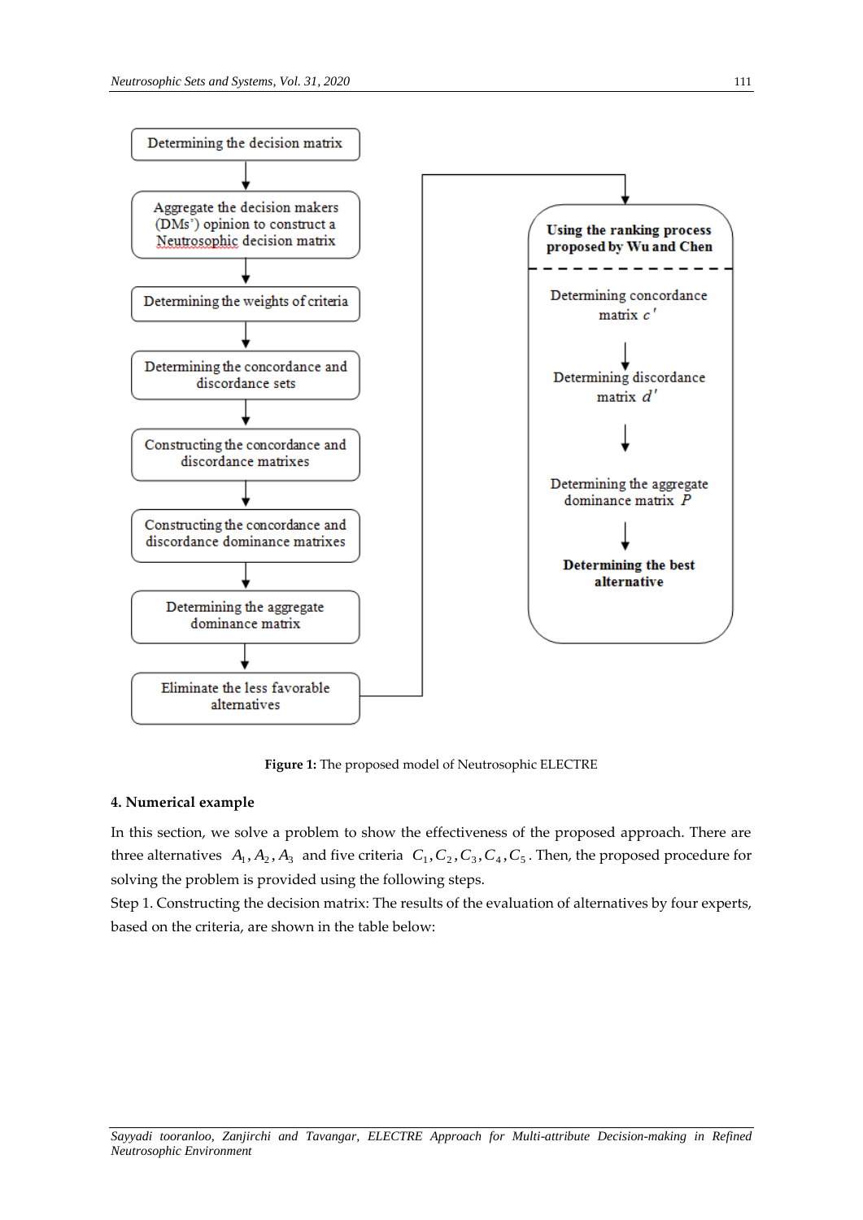Determining the decision matrix

Aggregate the decision makers (DMs') opinion to construct a Neutrosophic decision matrix

Determining the weights of criteria

Determining the concordance and discordance sets

Constructing the concordance and discordance matrixes

Constructing the concordance and discordance dominance matrixes

Determining the aggregate dominance matrix

Eliminate the less favorable alternatives

**Using the ranking process proposed by Wu and Chen**

Determining concordance matrix $c'$

Determining discordance matrix $d'$

Determining the aggregate dominance matrix $P$

**Determining the best alternative**

**Figure 1:** The proposed model of Neutrosophic ELECTRE

### 4. Numerical example

In this section, we solve a problem to show the effectiveness of the proposed approach. There are three alternatives $A_1, A_2, A_3$ and five criteria $C_1, C_2, C_3, C_4, C_5$. Then, the proposed procedure for solving the problem is provided using the following steps.

Step 1. Constructing the decision matrix: The results of the evaluation of alternatives by four experts, based on the criteria, are shown in the table below: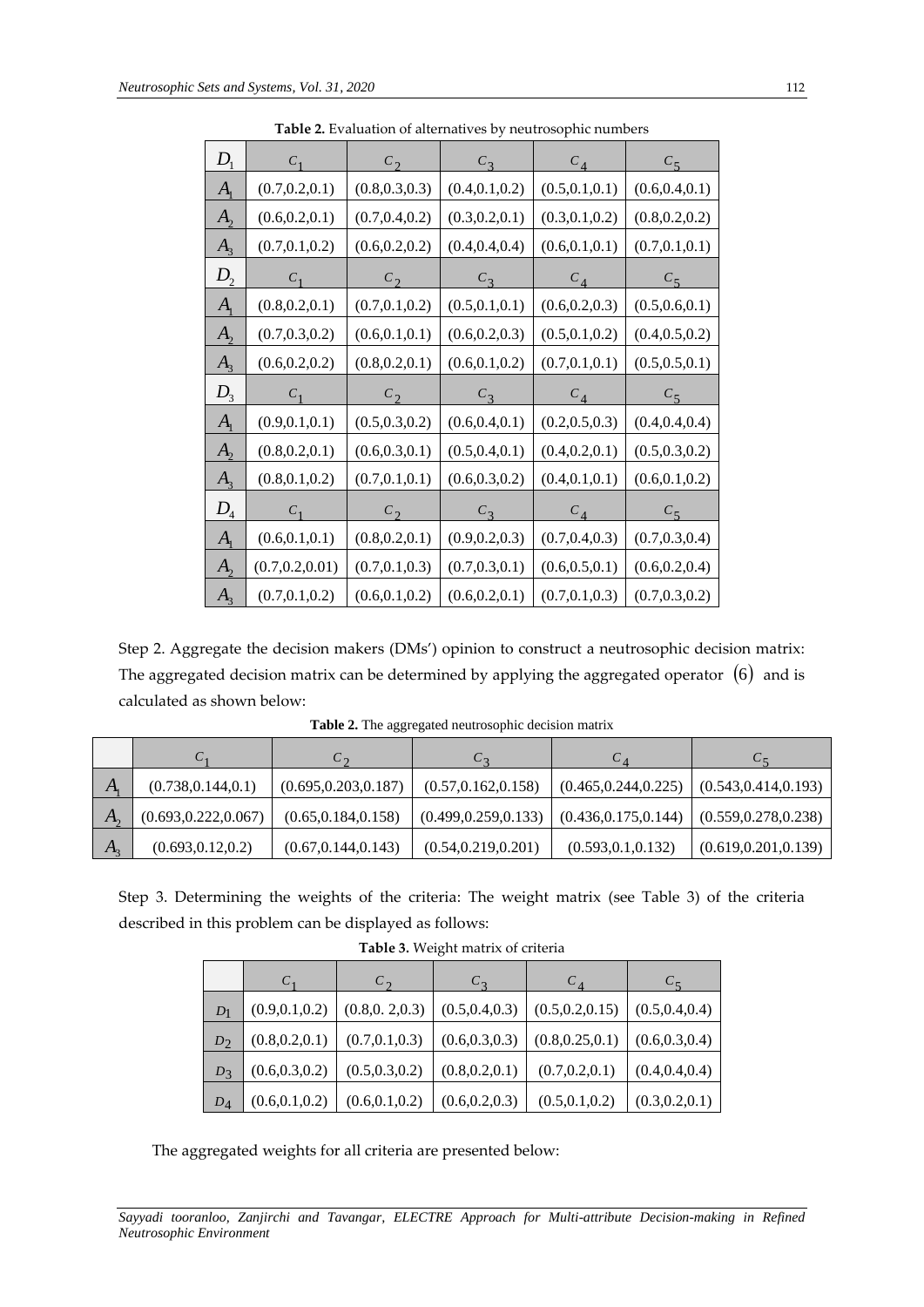**Table 2.** Evaluation of alternatives by neutrosophic numbers

| $D_1$ | $c_1$ | $c_2$ | $c_3$ | $c_4$ | $c_5$ |
|---|---|---|---|---|---|
| $A_1$ | (0.7,0.2,0.1) | (0.8,0.3,0.3) | (0.4,0.1,0.2) | (0.5,0.1,0.1) | (0.6,0.4,0.1) |
| $A_2$ | (0.6,0.2,0.1) | (0.7,0.4,0.2) | (0.3,0.2,0.1) | (0.3,0.1,0.2) | (0.8,0.2,0.2) |
| $A_3$ | (0.7,0.1,0.2) | (0.6,0.2,0.2) | (0.4,0.4,0.4) | (0.6,0.1,0.1) | (0.7,0.1,0.1) |
| $D_2$ | $c_1$ | $c_2$ | $c_3$ | $c_4$ | $c_5$ |
| $A_1$ | (0.8,0.2,0.1) | (0.7,0.1,0.2) | (0.5,0.1,0.1) | (0.6,0.2,0.3) | (0.5,0.6,0.1) |
| $A_2$ | (0.7,0.3,0.2) | (0.6,0.1,0.1) | (0.6,0.2,0.3) | (0.5,0.1,0.2) | (0.4,0.5,0.2) |
| $A_3$ | (0.6,0.2,0.2) | (0.8,0.2,0.1) | (0.6,0.1,0.2) | (0.7,0.1,0.1) | (0.5,0.5,0.1) |
| $D_3$ | $c_1$ | $c_2$ | $c_3$ | $c_4$ | $c_5$ |
| $A_1$ | (0.9,0.1,0.1) | (0.5,0.3,0.2) | (0.6,0.4,0.1) | (0.2,0.5,0.3) | (0.4,0.4,0.4) |
| $A_2$ | (0.8,0.2,0.1) | (0.6,0.3,0.1) | (0.5,0.4,0.1) | (0.4,0.2,0.1) | (0.5,0.3,0.2) |
| $A_3$ | (0.8,0.1,0.2) | (0.7,0.1,0.1) | (0.6,0.3,0.2) | (0.4,0.1,0.1) | (0.6,0.1,0.2) |
| $D_4$ | $c_1$ | $c_2$ | $c_3$ | $c_4$ | $c_5$ |
| $A_1$ | (0.6,0.1,0.1) | (0.8,0.2,0.1) | (0.9,0.2,0.3) | (0.7,0.4,0.3) | (0.7,0.3,0.4) |
| $A_2$ | (0.7,0.2,0.01) | (0.7,0.1,0.3) | (0.7,0.3,0.1) | (0.6,0.5,0.1) | (0.6,0.2,0.4) |
| $A_3$ | (0.7,0.1,0.2) | (0.6,0.1,0.2) | (0.6,0.2,0.1) | (0.7,0.1,0.3) | (0.7,0.3,0.2) |

Step 2. Aggregate the decision makers (DMs') opinion to construct a neutrosophic decision matrix: The aggregated decision matrix can be determined by applying the aggregated operator (6) and is calculated as shown below:

**Table 2.** The aggregated neutrosophic decision matrix

| | $c_1$ | $c_2$ | $c_3$ | $c_4$ | $c_5$ |
|---|---|---|---|---|---|
| $A_1$ | (0.738,0.144,0.1) | (0.695,0.203,0.187) | (0.57,0.162,0.158) | (0.465,0.244,0.225) | (0.543,0.414,0.193) |
| $A_2$ | (0.693,0.222,0.067) | (0.65,0.184,0.158) | (0.499,0.259,0.133) | (0.436,0.175,0.144) | (0.559,0.278,0.238) |
| $A_3$ | (0.693,0.12,0.2) | (0.67,0.144,0.143) | (0.54,0.219,0.201) | (0.593,0.1,0.132) | (0.619,0.201,0.139) |

Step 3. Determining the weights of the criteria: The weight matrix (see Table 3) of the criteria described in this problem can be displayed as follows:

**Table 3.** Weight matrix of criteria

| | $c_1$ | $c_2$ | $c_3$ | $c_4$ | $c_5$ |
|---|---|---|---|---|---|
| $D_1$ | (0.9,0.1,0.2) | (0.8,0. 2,0.3) | (0.5,0.4,0.3) | (0.5,0.2,0.15) | (0.5,0.4,0.4) |
| $D_2$ | (0.8,0.2,0.1) | (0.7,0.1,0.3) | (0.6,0.3,0.3) | (0.8,0.25,0.1) | (0.6,0.3,0.4) |
| $D_3$ | (0.6,0.3,0.2) | (0.5,0.3,0.2) | (0.8,0.2,0.1) | (0.7,0.2,0.1) | (0.4,0.4,0.4) |
| $D_4$ | (0.6,0.1,0.2) | (0.6,0.1,0.2) | (0.6,0.2,0.3) | (0.5,0.1,0.2) | (0.3,0.2,0.1) |

The aggregated weights for all criteria are presented below: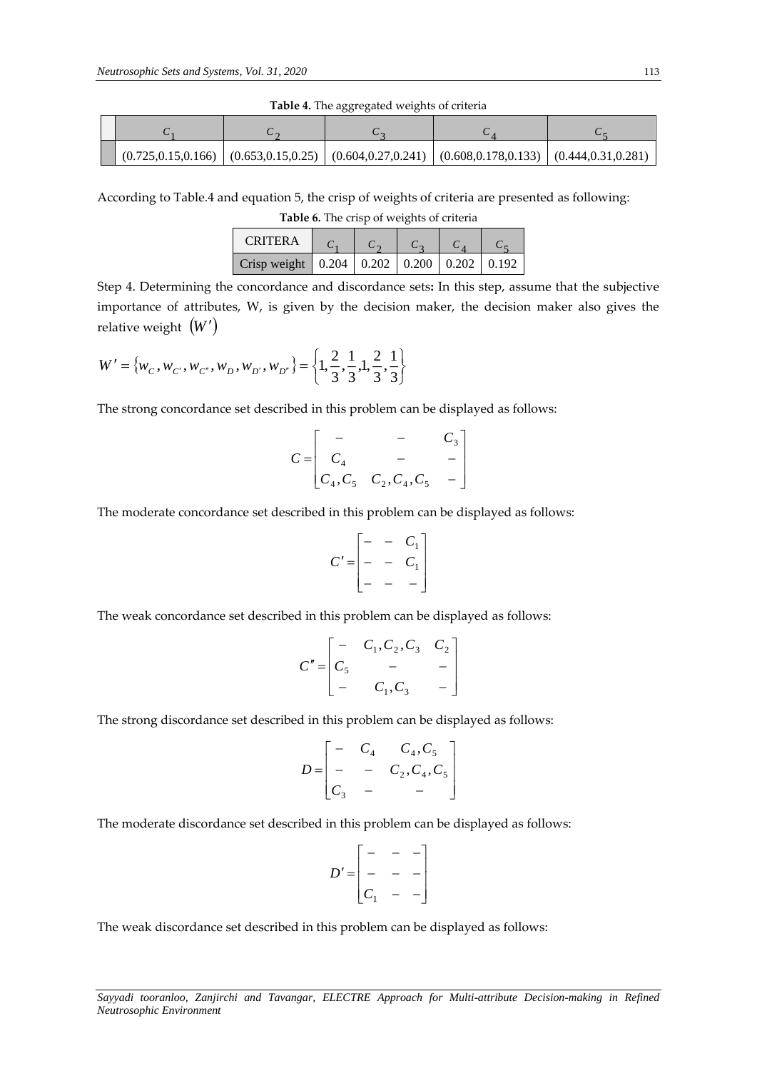**Table 4.** The aggregated weights of criteria

| | $C_1$ | $C_2$ | $C_3$ | $C_4$ | $C_5$ |
|---|---|---|---|---|---|
| | (0.725,0.15,0.166) | (0.653,0.15,0.25) | (0.604,0.27,0.241) | (0.608,0.178,0.133) | (0.444,0.31,0.281) |

According to Table.4 and equation 5, the crisp of weights of criteria are presented as following:

**Table 6.** The crisp of weights of criteria

| CRITERA | $C_1$ | $C_2$ | $C_3$ | $C_4$ | $C_5$ |
|---|---|---|---|---|---|
| Crisp weight | 0.204 | 0.202 | 0.200 | 0.202 | 0.192 |

Step 4. Determining the concordance and discordance sets**:** In this step, assume that the subjective importance of attributes, W, is given by the decision maker, the decision maker also gives the relative weight $(W')$

$$W' = \{w_C, w_{C'}, w_{C''}, w_D, w_{D'}, w_{D''}\} = \left\{1, \frac{2}{3}, \frac{1}{3}, 1, \frac{2}{3}, \frac{1}{3}\right\}$$

The strong concordance set described in this problem can be displayed as follows:

$$C = \begin{bmatrix} - & - & C_3 \\ C_4 & - & - \\ C_4, C_5 & C_2, C_4, C_5 & - \end{bmatrix}$$

The moderate concordance set described in this problem can be displayed as follows:

$$C' = \begin{bmatrix} - & - & C_1 \\ - & - & C_1 \\ - & - & - \end{bmatrix}$$

The weak concordance set described in this problem can be displayed as follows:

$$C'' = \begin{bmatrix} - & C_1, C_2, C_3 & C_2 \\ C_5 & - & - \\ - & C_1, C_3 & - \end{bmatrix}$$

The strong discordance set described in this problem can be displayed as follows:

$$D = \begin{bmatrix} - & C_4 & C_4, C_5 \\ - & - & C_2, C_4, C_5 \\ C_3 & - & - \end{bmatrix}$$

The moderate discordance set described in this problem can be displayed as follows:

$$D' = \begin{bmatrix} - & - & - \\ - & - & - \\ C_1 & - & - \end{bmatrix}$$

The weak discordance set described in this problem can be displayed as follows: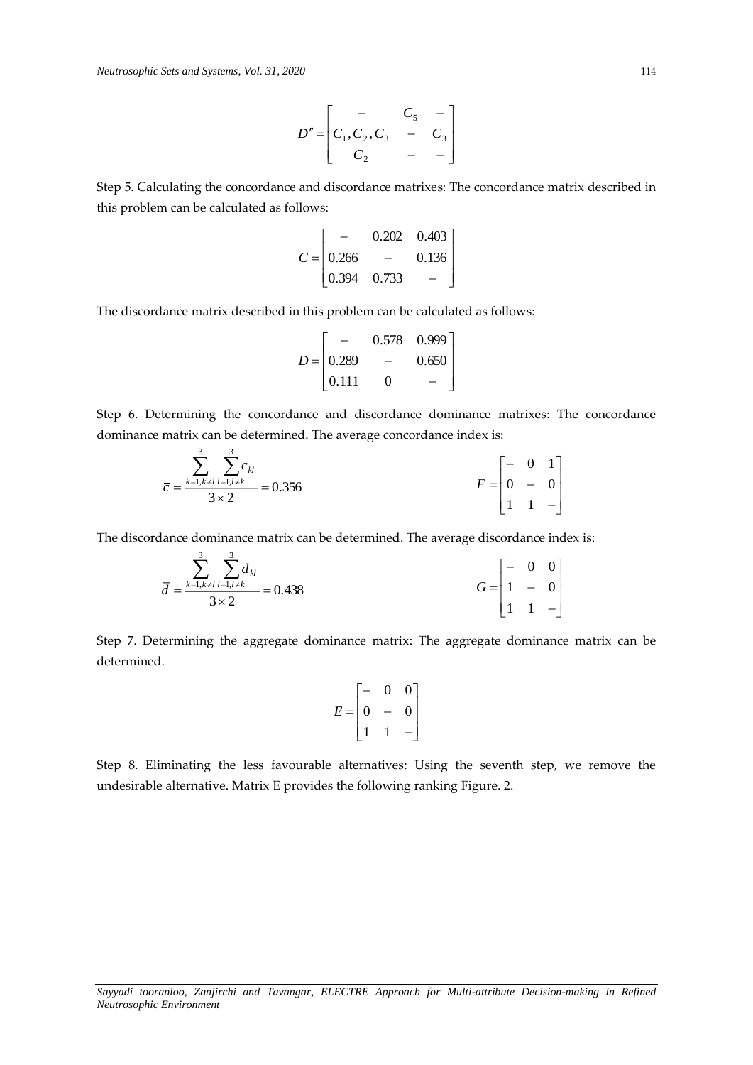$$D'' = \begin{bmatrix} - & C_5 & - \\ C_1, C_2, C_3 & - & C_3 \\ C_2 & - & - \end{bmatrix}$$

Step 5. Calculating the concordance and discordance matrixes: The concordance matrix described in this problem can be calculated as follows:

$$C = \begin{bmatrix} - & 0.202 & 0.403 \\ 0.266 & - & 0.136 \\ 0.394 & 0.733 & - \end{bmatrix}$$

The discordance matrix described in this problem can be calculated as follows:

$$D = \begin{bmatrix} - & 0.578 & 0.999 \\ 0.289 & - & 0.650 \\ 0.111 & 0 & - \end{bmatrix}$$

Step 6. Determining the concordance and discordance dominance matrixes: The concordance dominance matrix can be determined. The average concordance index is:

$$\bar{c} = \frac{\sum_{k=1, k \neq l}^{3} \sum_{l=1, l \neq k}^{3} c_{kl}}{3 \times 2} = 0.356 \qquad F = \begin{bmatrix} - & 0 & 1 \\ 0 & - & 0 \\ 1 & 1 & - \end{bmatrix}$$

The discordance dominance matrix can be determined. The average discordance index is:

$$\bar{d} = \frac{\sum_{k=1, k \neq l}^{3} \sum_{l=1, l \neq k}^{3} d_{kl}}{3 \times 2} = 0.438 \qquad G = \begin{bmatrix} - & 0 & 0 \\ 1 & - & 0 \\ 1 & 1 & - \end{bmatrix}$$

Step 7. Determining the aggregate dominance matrix: The aggregate dominance matrix can be determined.

$$E = \begin{bmatrix} - & 0 & 0 \\ 0 & - & 0 \\ 1 & 1 & - \end{bmatrix}$$

Step 8. Eliminating the less favourable alternatives: Using the seventh step, we remove the undesirable alternative. Matrix E provides the following ranking Figure. 2.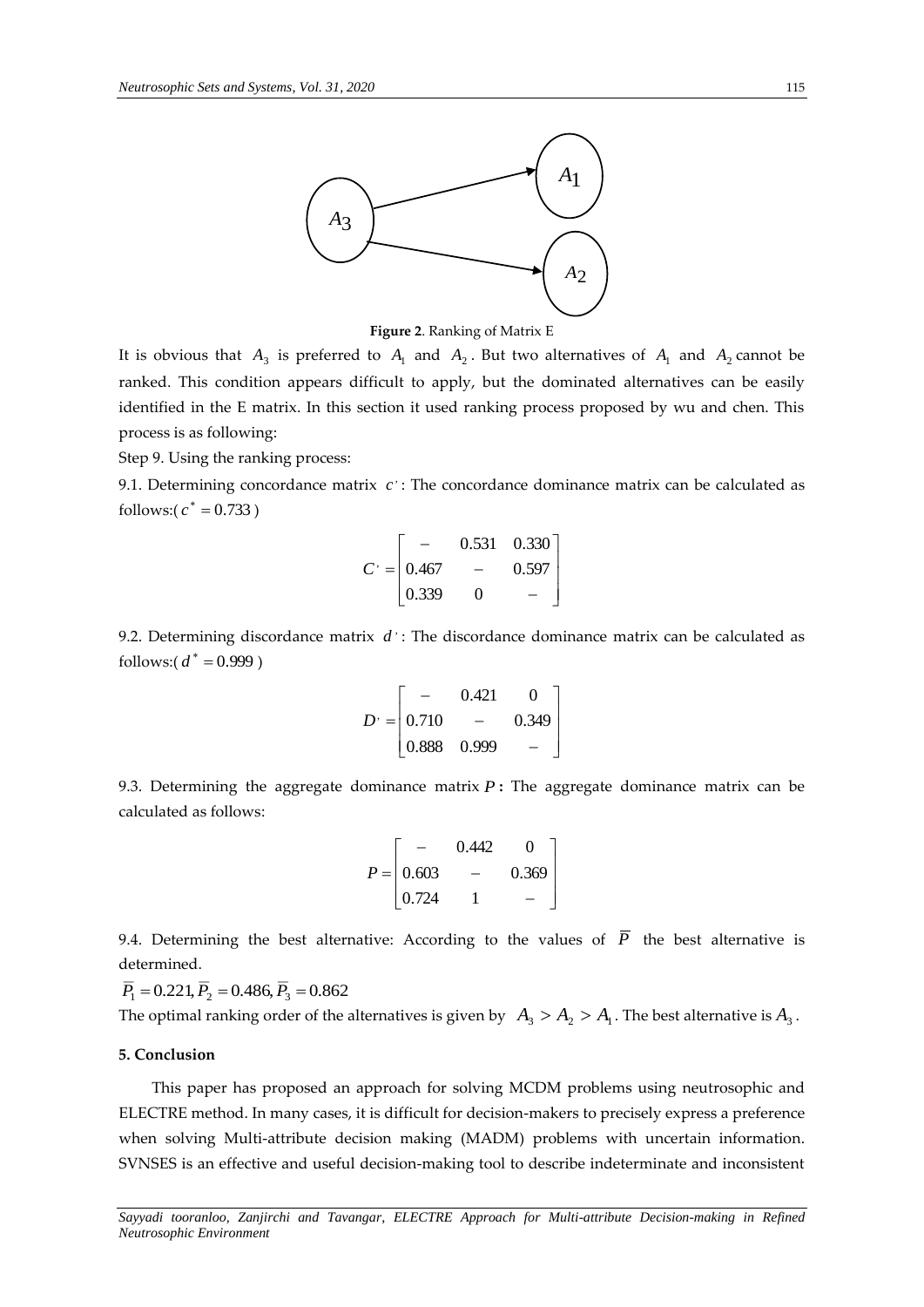**Figure 2**. Ranking of Matrix E

It is obvious that $A_3$ is preferred to $A_1$ and $A_2$. But two alternatives of $A_1$ and $A_2$ cannot be ranked. This condition appears difficult to apply, but the dominated alternatives can be easily identified in the E matrix. In this section it used ranking process proposed by wu and chen. This process is as following:

Step 9. Using the ranking process:

9.1. Determining concordance matrix $c'$: The concordance dominance matrix can be calculated as follows:( $c^* = 0.733$ )

$$C' = \begin{bmatrix} - & 0.531 & 0.330 \\ 0.467 & - & 0.597 \\ 0.339 & 0 & - \end{bmatrix}$$

9.2. Determining discordance matrix $d'$: The discordance dominance matrix can be calculated as follows:( $d^* = 0.999$ )

$$D' = \begin{bmatrix} - & 0.421 & 0 \\ 0.710 & - & 0.349 \\ 0.888 & 0.999 & - \end{bmatrix}$$

9.3. Determining the aggregate dominance matrix $P$**:** The aggregate dominance matrix can be calculated as follows:

$$P = \begin{bmatrix} - & 0.442 & 0 \\ 0.603 & - & 0.369 \\ 0.724 & 1 & - \end{bmatrix}$$

9.4. Determining the best alternative: According to the values of $\overline{P}$ the best alternative is determined.

$\overline{P}_1 = 0.221, \overline{P}_2 = 0.486, \overline{P}_3 = 0.862$

The optimal ranking order of the alternatives is given by $A_3 > A_2 > A_1$. The best alternative is $A_3$.

## 5. Conclusion

This paper has proposed an approach for solving MCDM problems using neutrosophic and ELECTRE method. In many cases, it is difficult for decision-makers to precisely express a preference when solving Multi-attribute decision making (MADM) problems with uncertain information. SVNSES is an effective and useful decision-making tool to describe indeterminate and inconsistent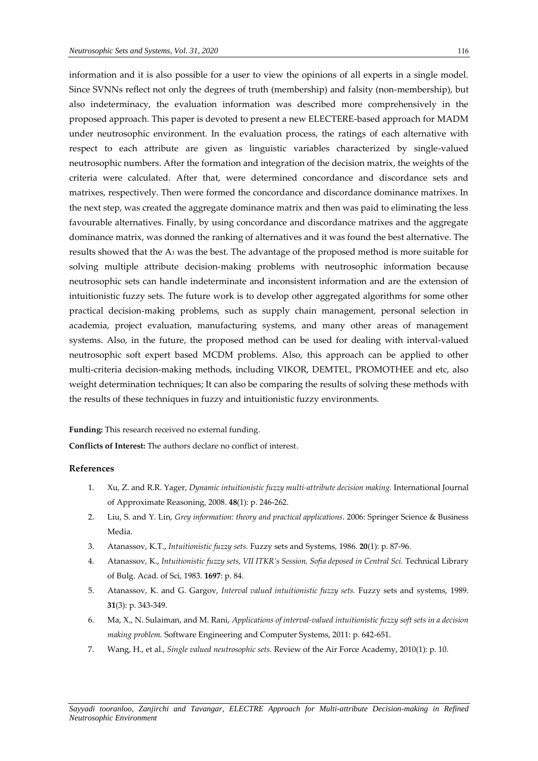information and it is also possible for a user to view the opinions of all experts in a single model. Since SVNNs reflect not only the degrees of truth (membership) and falsity (non-membership), but also indeterminacy, the evaluation information was described more comprehensively in the proposed approach. This paper is devoted to present a new ELECTERE-based approach for MADM under neutrosophic environment. In the evaluation process, the ratings of each alternative with respect to each attribute are given as linguistic variables characterized by single-valued neutrosophic numbers. After the formation and integration of the decision matrix, the weights of the criteria were calculated. After that, were determined concordance and discordance sets and matrixes, respectively. Then were formed the concordance and discordance dominance matrixes. In the next step, was created the aggregate dominance matrix and then was paid to eliminating the less favourable alternatives. Finally, by using concordance and discordance matrixes and the aggregate dominance matrix, was donned the ranking of alternatives and it was found the best alternative. The results showed that the $A_3$ was the best. The advantage of the proposed method is more suitable for solving multiple attribute decision-making problems with neutrosophic information because neutrosophic sets can handle indeterminate and inconsistent information and are the extension of intuitionistic fuzzy sets. The future work is to develop other aggregated algorithms for some other practical decision-making problems, such as supply chain management, personal selection in academia, project evaluation, manufacturing systems, and many other areas of management systems. Also, in the future, the proposed method can be used for dealing with interval-valued neutrosophic soft expert based MCDM problems. Also, this approach can be applied to other multi-criteria decision-making methods, including VIKOR, DEMTEL, PROMOTHEE and etc, also weight determination techniques; It can also be comparing the results of solving these methods with the results of these techniques in fuzzy and intuitionistic fuzzy environments.

**Funding:** This research received no external funding.

**Conflicts of Interest:** The authors declare no conflict of interest.

## References

1. Xu, Z. and R.R. Yager, *Dynamic intuitionistic fuzzy multi-attribute decision making.* International Journal of Approximate Reasoning, 2008. **48**(1): p. 246-262.
2. Liu, S. and Y. Lin, *Grey information: theory and practical applications*. 2006: Springer Science & Business Media.
3. Atanassov, K.T., *Intuitionistic fuzzy sets.* Fuzzy sets and Systems, 1986. **20**(1): p. 87-96.
4. Atanassov, K., *Intuitionistic fuzzy sets, VII ITKR's Session, Sofia deposed in Central Sci.* Technical Library of Bulg. Acad. of Sci, 1983. **1697**: p. 84.
5. Atanassov, K. and G. Gargov, *Interval valued intuitionistic fuzzy sets.* Fuzzy sets and systems, 1989. **31**(3): p. 343-349.
6. Ma, X., N. Sulaiman, and M. Rani, *Applications of interval-valued intuitionistic fuzzy soft sets in a decision making problem.* Software Engineering and Computer Systems, 2011: p. 642-651.
7. Wang, H., et al., *Single valued neutrosophic sets.* Review of the Air Force Academy, 2010(1): p. 10.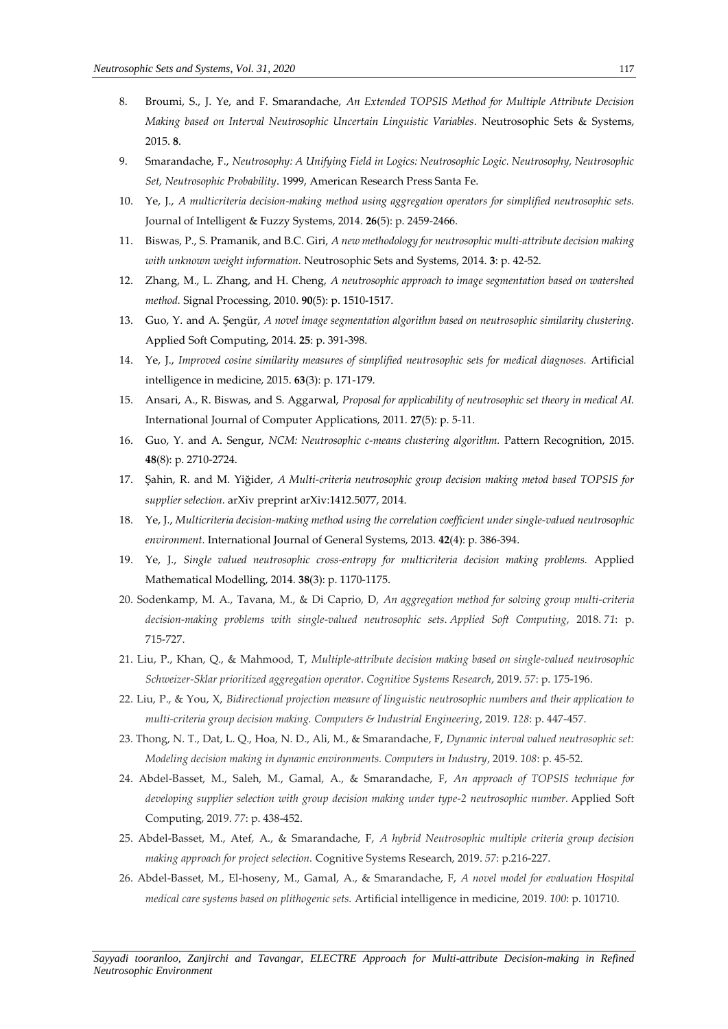8. Broumi, S., J. Ye, and F. Smarandache, *An Extended TOPSIS Method for Multiple Attribute Decision Making based on Interval Neutrosophic Uncertain Linguistic Variables.* Neutrosophic Sets & Systems, 2015. **8**.
9. Smarandache, F., *Neutrosophy: A Unifying Field in Logics: Neutrosophic Logic. Neutrosophy, Neutrosophic Set, Neutrosophic Probability*. 1999, American Research Press Santa Fe.
10. Ye, J., *A multicriteria decision-making method using aggregation operators for simplified neutrosophic sets.* Journal of Intelligent & Fuzzy Systems, 2014. **26**(5): p. 2459-2466.
11. Biswas, P., S. Pramanik, and B.C. Giri, *A new methodology for neutrosophic multi-attribute decision making with unknown weight information.* Neutrosophic Sets and Systems, 2014. **3**: p. 42-52.
12. Zhang, M., L. Zhang, and H. Cheng, *A neutrosophic approach to image segmentation based on watershed method.* Signal Processing, 2010. **90**(5): p. 1510-1517.
13. Guo, Y. and A. Şengür, *A novel image segmentation algorithm based on neutrosophic similarity clustering.* Applied Soft Computing, 2014. **25**: p. 391-398.
14. Ye, J., *Improved cosine similarity measures of simplified neutrosophic sets for medical diagnoses.* Artificial intelligence in medicine, 2015. **63**(3): p. 171-179.
15. Ansari, A., R. Biswas, and S. Aggarwal, *Proposal for applicability of neutrosophic set theory in medical AI.* International Journal of Computer Applications, 2011. **27**(5): p. 5-11.
16. Guo, Y. and A. Sengur, *NCM: Neutrosophic c-means clustering algorithm.* Pattern Recognition, 2015. **48**(8): p. 2710-2724.
17. Şahin, R. and M. Yiğider, *A Multi-criteria neutrosophic group decision making metod based TOPSIS for supplier selection.* arXiv preprint arXiv:1412.5077, 2014.
18. Ye, J., *Multicriteria decision-making method using the correlation coefficient under single-valued neutrosophic environment.* International Journal of General Systems, 2013. **42**(4): p. 386-394.
19. Ye, J., *Single valued neutrosophic cross-entropy for multicriteria decision making problems.* Applied Mathematical Modelling, 2014. **38**(3): p. 1170-1175.
20. Sodenkamp, M. A., Tavana, M., & Di Caprio, D, *An aggregation method for solving group multi-criteria decision-making problems with single-valued neutrosophic sets. Applied Soft Computing*, 2018. *71*: p. 715-727.
21. Liu, P., Khan, Q., & Mahmood, T, *Multiple-attribute decision making based on single-valued neutrosophic Schweizer-Sklar prioritized aggregation operator*. *Cognitive Systems Research*, 2019. *57*: p. 175-196.
22. Liu, P., & You, X, *Bidirectional projection measure of linguistic neutrosophic numbers and their application to multi-criteria group decision making. Computers & Industrial Engineering*, 2019. *128*: p. 447-457.
23. Thong, N. T., Dat, L. Q., Hoa, N. D., Ali, M., & Smarandache, F, *Dynamic interval valued neutrosophic set: Modeling decision making in dynamic environments. Computers in Industry*, 2019. *108*: p. 45-52.
24. Abdel-Basset, M., Saleh, M., Gamal, A., & Smarandache, F, *An approach of TOPSIS technique for developing supplier selection with group decision making under type-2 neutrosophic number.* Applied Soft Computing, 2019. *77*: p. 438-452.
25. Abdel-Basset, M., Atef, A., & Smarandache, F, *A hybrid Neutrosophic multiple criteria group decision making approach for project selection.* Cognitive Systems Research, 2019. *57*: p.216-227.
26. Abdel-Basset, M., El-hoseny, M., Gamal, A., & Smarandache, F, *A novel model for evaluation Hospital medical care systems based on plithogenic sets.* Artificial intelligence in medicine, 2019. *100*: p. 101710.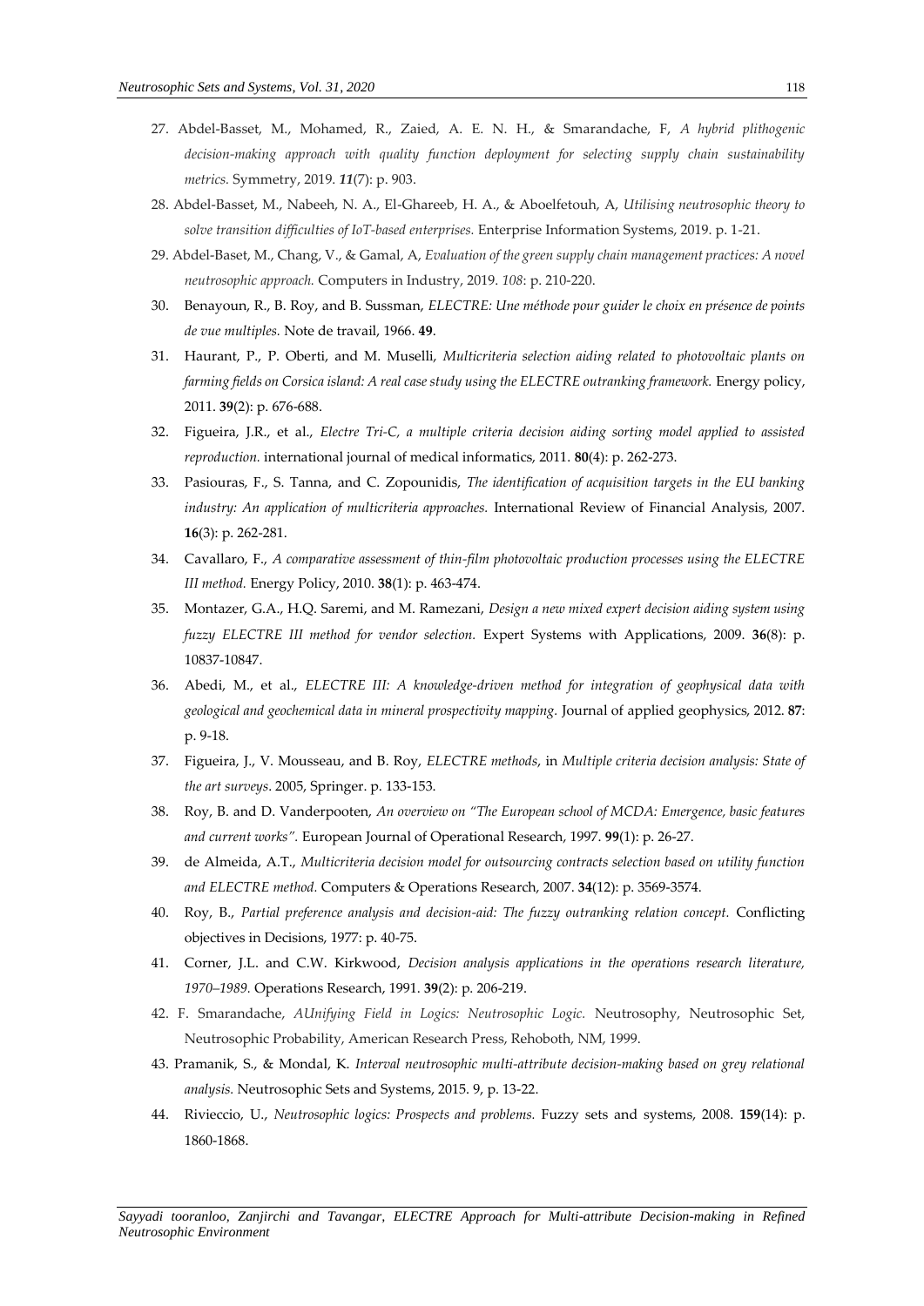27. Abdel-Basset, M., Mohamed, R., Zaied, A. E. N. H., & Smarandache, F, *A hybrid plithogenic decision-making approach with quality function deployment for selecting supply chain sustainability metrics.* Symmetry, 2019. ***11***(7): p. 903.

28. Abdel-Basset, M., Nabeeh, N. A., El-Ghareeb, H. A., & Aboelfetouh, A, *Utilising neutrosophic theory to solve transition difficulties of IoT-based enterprises.* Enterprise Information Systems, 2019. p. 1-21.

29. Abdel-Baset, M., Chang, V., & Gamal, A, *Evaluation of the green supply chain management practices: A novel neutrosophic approach.* Computers in Industry, 2019. *108*: p. 210-220.

30. Benayoun, R., B. Roy, and B. Sussman, *ELECTRE: Une méthode pour guider le choix en présence de points de vue multiples.* Note de travail, 1966. **49**.

31. Haurant, P., P. Oberti, and M. Muselli, *Multicriteria selection aiding related to photovoltaic plants on farming fields on Corsica island: A real case study using the ELECTRE outranking framework.* Energy policy, 2011. **39**(2): p. 676-688.

32. Figueira, J.R., et al., *Electre Tri-C, a multiple criteria decision aiding sorting model applied to assisted reproduction.* international journal of medical informatics, 2011. **80**(4): p. 262-273.

33. Pasiouras, F., S. Tanna, and C. Zopounidis, *The identification of acquisition targets in the EU banking industry: An application of multicriteria approaches.* International Review of Financial Analysis, 2007. **16**(3): p. 262-281.

34. Cavallaro, F., *A comparative assessment of thin-film photovoltaic production processes using the ELECTRE III method.* Energy Policy, 2010. **38**(1): p. 463-474.

35. Montazer, G.A., H.Q. Saremi, and M. Ramezani, *Design a new mixed expert decision aiding system using fuzzy ELECTRE III method for vendor selection.* Expert Systems with Applications, 2009. **36**(8): p. 10837-10847.

36. Abedi, M., et al., *ELECTRE III: A knowledge-driven method for integration of geophysical data with geological and geochemical data in mineral prospectivity mapping.* Journal of applied geophysics, 2012. **87**: p. 9-18.

37. Figueira, J., V. Mousseau, and B. Roy, *ELECTRE methods*, in *Multiple criteria decision analysis: State of the art surveys*. 2005, Springer. p. 133-153.

38. Roy, B. and D. Vanderpooten, *An overview on "The European school of MCDA: Emergence, basic features and current works".* European Journal of Operational Research, 1997. **99**(1): p. 26-27.

39. de Almeida, A.T., *Multicriteria decision model for outsourcing contracts selection based on utility function and ELECTRE method.* Computers & Operations Research, 2007. **34**(12): p. 3569-3574.

40. Roy, B., *Partial preference analysis and decision-aid: The fuzzy outranking relation concept.* Conflicting objectives in Decisions, 1977: p. 40-75.

41. Corner, J.L. and C.W. Kirkwood, *Decision analysis applications in the operations research literature, 1970–1989.* Operations Research, 1991. **39**(2): p. 206-219.

42. F. Smarandache, *AUnifying Field in Logics: Neutrosophic Logic.* Neutrosophy, Neutrosophic Set, Neutrosophic Probability, American Research Press, Rehoboth, NM, 1999.

43. Pramanik, S., & Mondal, K. *Interval neutrosophic multi-attribute decision-making based on grey relational analysis.* Neutrosophic Sets and Systems, 2015. 9, p. 13-22.

44. Rivieccio, U., *Neutrosophic logics: Prospects and problems.* Fuzzy sets and systems, 2008. **159**(14): p. 1860-1868.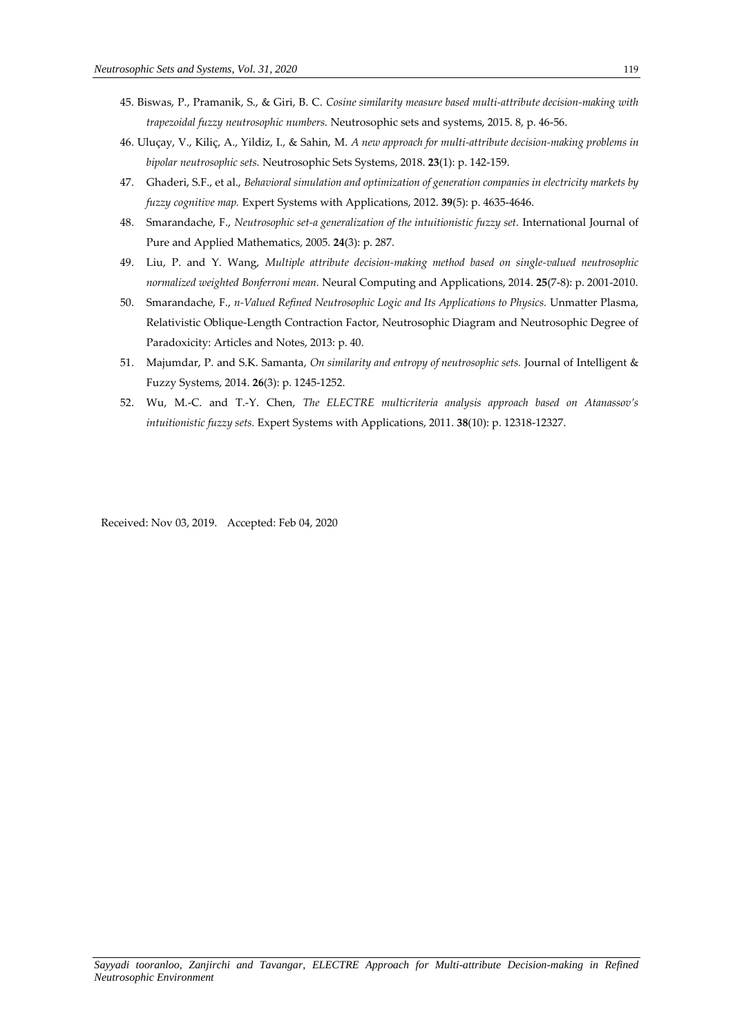45. Biswas, P., Pramanik, S., & Giri, B. C. *Cosine similarity measure based multi-attribute decision-making with trapezoidal fuzzy neutrosophic numbers.* Neutrosophic sets and systems, 2015. 8, p. 46-56.

46. Uluçay, V., Kiliç, A., Yildiz, I., & Sahin, M. *A new approach for multi-attribute decision-making problems in bipolar neutrosophic sets.* Neutrosophic Sets Systems, 2018. **23**(1): p. 142-159.

47. Ghaderi, S.F., et al., *Behavioral simulation and optimization of generation companies in electricity markets by fuzzy cognitive map.* Expert Systems with Applications, 2012. **39**(5): p. 4635-4646.

48. Smarandache, F., *Neutrosophic set-a generalization of the intuitionistic fuzzy set.* International Journal of Pure and Applied Mathematics, 2005. **24**(3): p. 287.

49. Liu, P. and Y. Wang, *Multiple attribute decision-making method based on single-valued neutrosophic normalized weighted Bonferroni mean.* Neural Computing and Applications, 2014. **25**(7-8): p. 2001-2010.

50. Smarandache, F., *n-Valued Refined Neutrosophic Logic and Its Applications to Physics.* Unmatter Plasma, Relativistic Oblique-Length Contraction Factor, Neutrosophic Diagram and Neutrosophic Degree of Paradoxicity: Articles and Notes, 2013: p. 40.

51. Majumdar, P. and S.K. Samanta, *On similarity and entropy of neutrosophic sets.* Journal of Intelligent & Fuzzy Systems, 2014. **26**(3): p. 1245-1252.

52. Wu, M.-C. and T.-Y. Chen, *The ELECTRE multicriteria analysis approach based on Atanassov's intuitionistic fuzzy sets.* Expert Systems with Applications, 2011. **38**(10): p. 12318-12327.

Received: Nov 03, 2019. Accepted: Feb 04, 2020